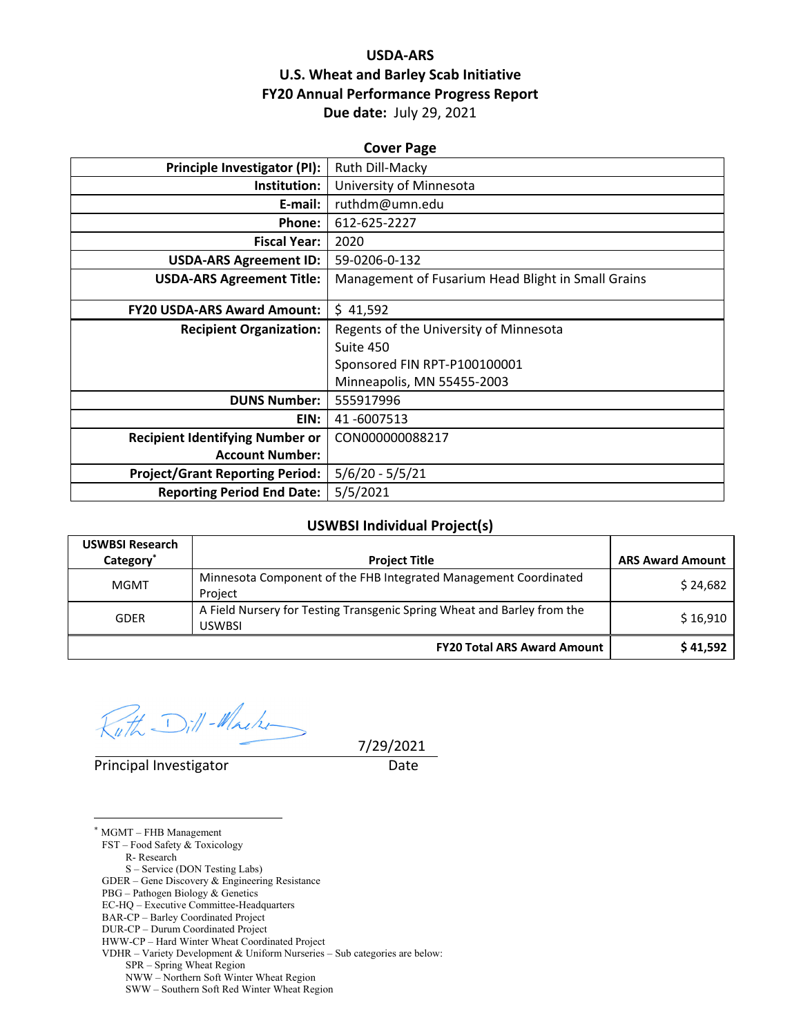# USDA-ARS
## U.S. Wheat and Barley Scab Initiative
## FY20 Annual Performance Progress Report
**Due date:** July 29, 2021

**Cover Page**

| | |
|---|---|
| **Principle Investigator (PI):** | Ruth Dill-Macky |
| **Institution:** | University of Minnesota |
| **E-mail:** | ruthdm@umn.edu |
| **Phone:** | 612-625-2227 |
| **Fiscal Year:** | 2020 |
| **USDA-ARS Agreement ID:** | 59-0206-0-132 |
| **USDA-ARS Agreement Title:** | Management of Fusarium Head Blight in Small Grains |
| **FY20 USDA-ARS Award Amount:** | $ 41,592 |
| **Recipient Organization:** | Regents of the University of Minnesota<br>Suite 450<br>Sponsored FIN RPT-P100100001<br>Minneapolis, MN 55455-2003 |
| **DUNS Number:** | 555917996 |
| **EIN:** | 41 -6007513 |
| **Recipient Identifying Number or Account Number:** | CON000000088217 |
| **Project/Grant Reporting Period:** | 5/6/20 - 5/5/21 |
| **Reporting Period End Date:** | 5/5/2021 |

**USWBSI Individual Project(s)**

| USWBSI Research Category* | Project Title | ARS Award Amount |
|---|---|---|
| MGMT | Minnesota Component of the FHB Integrated Management Coordinated Project | $ 24,682 |
| GDER | A Field Nursery for Testing Transgenic Spring Wheat and Barley from the USWBSI | $ 16,910 |
| | **FY20 Total ARS Award Amount** | **$ 41,592** |

Principal Investigator　　　　Date: 7/29/2021

[*] MGMT – FHB Management
FST – Food Safety & Toxicology
　R- Research
　S – Service (DON Testing Labs)
GDER – Gene Discovery & Engineering Resistance
PBG – Pathogen Biology & Genetics
EC-HQ – Executive Committee-Headquarters
BAR-CP – Barley Coordinated Project
DUR-CP – Durum Coordinated Project
HWW-CP – Hard Winter Wheat Coordinated Project
VDHR – Variety Development & Uniform Nurseries – Sub categories are below:
　SPR – Spring Wheat Region
　NWW – Northern Soft Winter Wheat Region
　SWW – Southern Soft Red Winter Wheat Region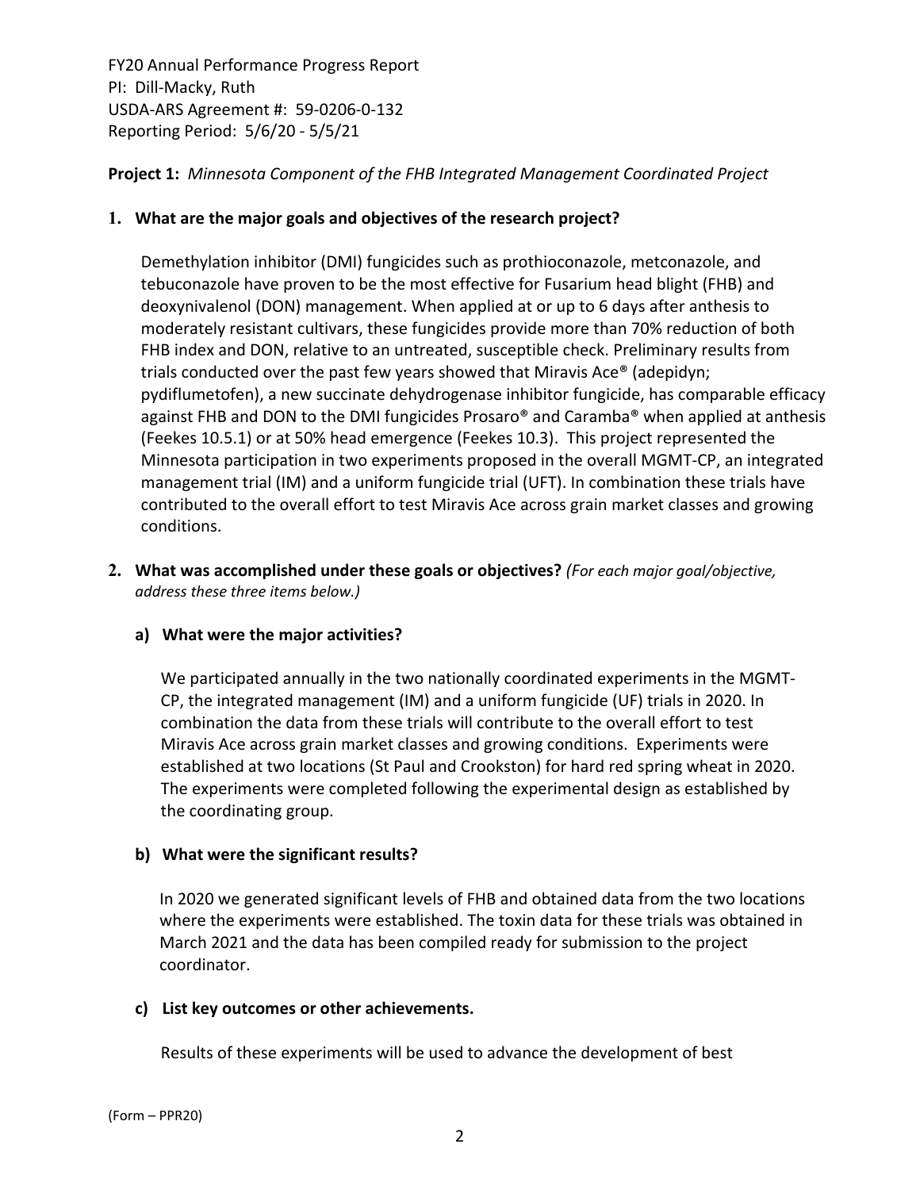FY20 Annual Performance Progress Report
PI: Dill-Macky, Ruth
USDA-ARS Agreement #: 59-0206-0-132
Reporting Period: 5/6/20 - 5/5/21

**Project 1:** *Minnesota Component of the FHB Integrated Management Coordinated Project*

**1. What are the major goals and objectives of the research project?**

Demethylation inhibitor (DMI) fungicides such as prothioconazole, metconazole, and tebuconazole have proven to be the most effective for Fusarium head blight (FHB) and deoxynivalenol (DON) management. When applied at or up to 6 days after anthesis to moderately resistant cultivars, these fungicides provide more than 70% reduction of both FHB index and DON, relative to an untreated, susceptible check. Preliminary results from trials conducted over the past few years showed that Miravis Ace® (adepidyn; pydiflumetofen), a new succinate dehydrogenase inhibitor fungicide, has comparable efficacy against FHB and DON to the DMI fungicides Prosaro® and Caramba® when applied at anthesis (Feekes 10.5.1) or at 50% head emergence (Feekes 10.3). This project represented the Minnesota participation in two experiments proposed in the overall MGMT-CP, an integrated management trial (IM) and a uniform fungicide trial (UFT). In combination these trials have contributed to the overall effort to test Miravis Ace across grain market classes and growing conditions.

**2. What was accomplished under these goals or objectives?** *(For each major goal/objective, address these three items below.)*

**a) What were the major activities?**

We participated annually in the two nationally coordinated experiments in the MGMT-CP, the integrated management (IM) and a uniform fungicide (UF) trials in 2020. In combination the data from these trials will contribute to the overall effort to test Miravis Ace across grain market classes and growing conditions. Experiments were established at two locations (St Paul and Crookston) for hard red spring wheat in 2020. The experiments were completed following the experimental design as established by the coordinating group.

**b) What were the significant results?**

In 2020 we generated significant levels of FHB and obtained data from the two locations where the experiments were established. The toxin data for these trials was obtained in March 2021 and the data has been compiled ready for submission to the project coordinator.

**c) List key outcomes or other achievements.**

Results of these experiments will be used to advance the development of best

(Form – PPR20)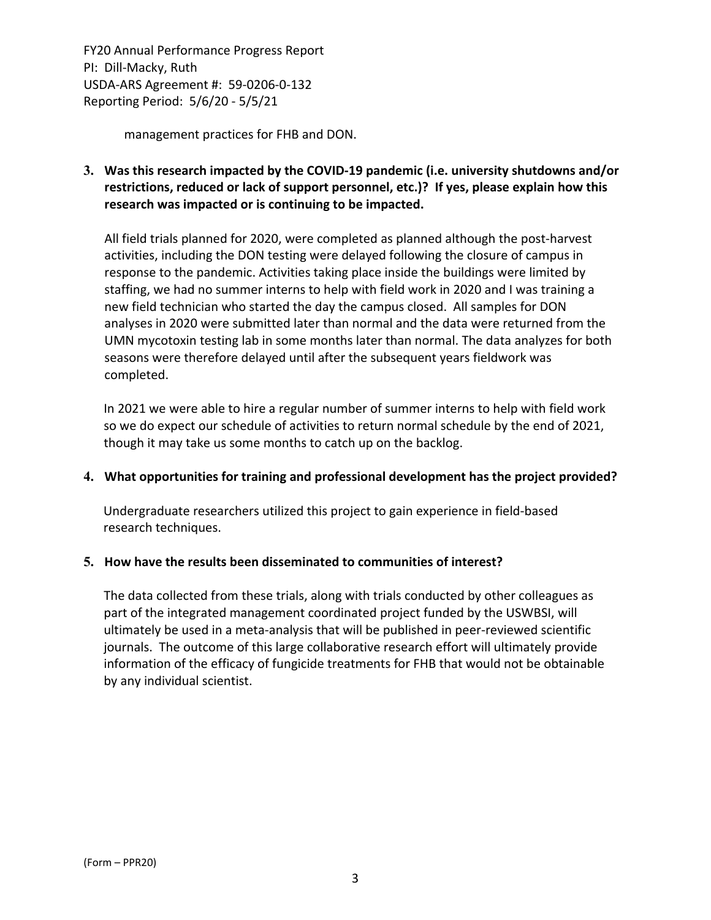management practices for FHB and DON.

**3. Was this research impacted by the COVID-19 pandemic (i.e. university shutdowns and/or restrictions, reduced or lack of support personnel, etc.)? If yes, please explain how this research was impacted or is continuing to be impacted.**

All field trials planned for 2020, were completed as planned although the post-harvest activities, including the DON testing were delayed following the closure of campus in response to the pandemic. Activities taking place inside the buildings were limited by staffing, we had no summer interns to help with field work in 2020 and I was training a new field technician who started the day the campus closed. All samples for DON analyses in 2020 were submitted later than normal and the data were returned from the UMN mycotoxin testing lab in some months later than normal. The data analyzes for both seasons were therefore delayed until after the subsequent years fieldwork was completed.

In 2021 we were able to hire a regular number of summer interns to help with field work so we do expect our schedule of activities to return normal schedule by the end of 2021, though it may take us some months to catch up on the backlog.

**4. What opportunities for training and professional development has the project provided?**

Undergraduate researchers utilized this project to gain experience in field-based research techniques.

**5. How have the results been disseminated to communities of interest?**

The data collected from these trials, along with trials conducted by other colleagues as part of the integrated management coordinated project funded by the USWBSI, will ultimately be used in a meta-analysis that will be published in peer-reviewed scientific journals. The outcome of this large collaborative research effort will ultimately provide information of the efficacy of fungicide treatments for FHB that would not be obtainable by any individual scientist.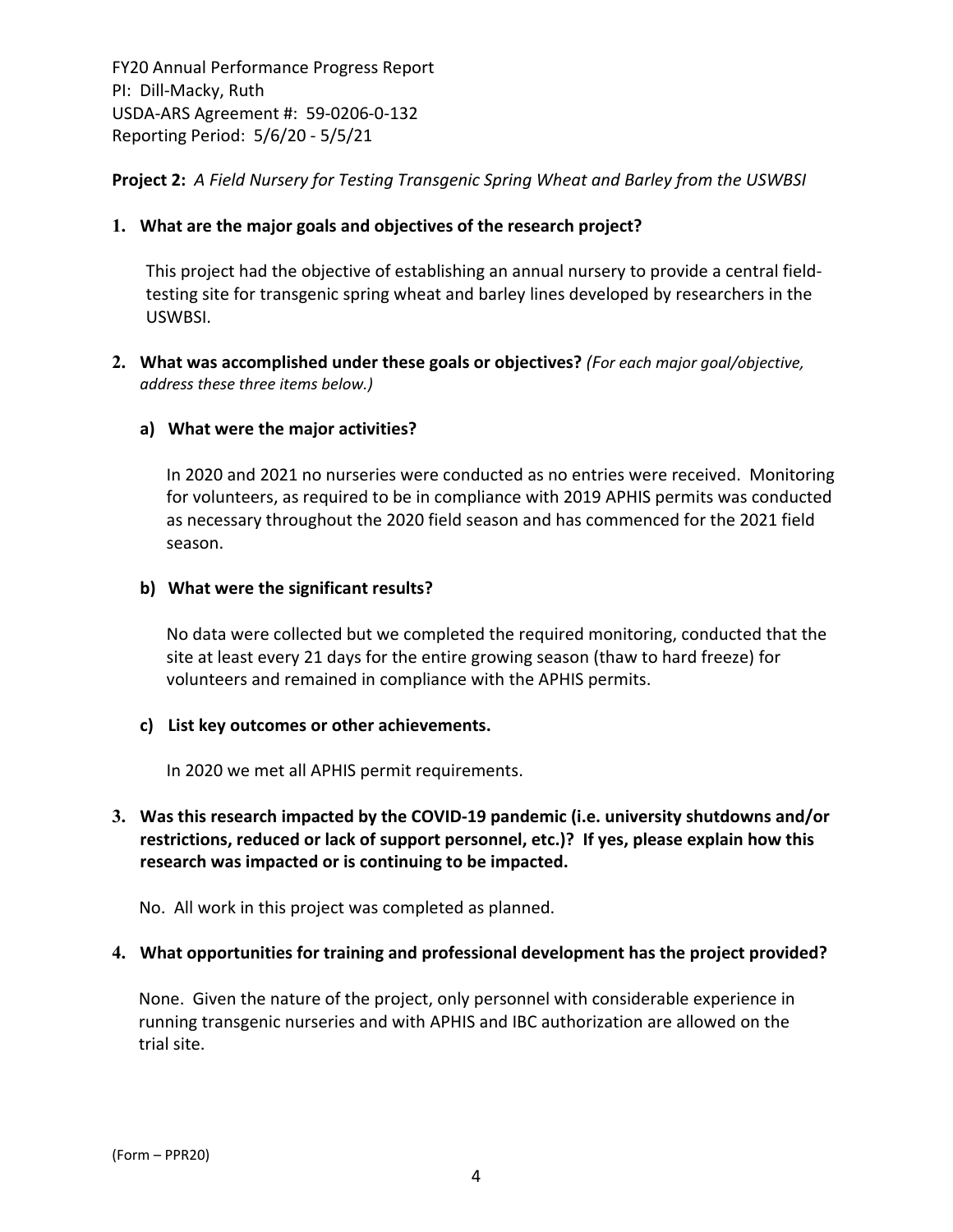FY20 Annual Performance Progress Report
PI: Dill-Macky, Ruth
USDA-ARS Agreement #: 59-0206-0-132
Reporting Period: 5/6/20 - 5/5/21

**Project 2:** *A Field Nursery for Testing Transgenic Spring Wheat and Barley from the USWBSI*

**1. What are the major goals and objectives of the research project?**

This project had the objective of establishing an annual nursery to provide a central field-testing site for transgenic spring wheat and barley lines developed by researchers in the USWBSI.

**2. What was accomplished under these goals or objectives?** *(For each major goal/objective, address these three items below.)*

**a) What were the major activities?**

In 2020 and 2021 no nurseries were conducted as no entries were received. Monitoring for volunteers, as required to be in compliance with 2019 APHIS permits was conducted as necessary throughout the 2020 field season and has commenced for the 2021 field season.

**b) What were the significant results?**

No data were collected but we completed the required monitoring, conducted that the site at least every 21 days for the entire growing season (thaw to hard freeze) for volunteers and remained in compliance with the APHIS permits.

**c) List key outcomes or other achievements.**

In 2020 we met all APHIS permit requirements.

**3. Was this research impacted by the COVID-19 pandemic (i.e. university shutdowns and/or restrictions, reduced or lack of support personnel, etc.)? If yes, please explain how this research was impacted or is continuing to be impacted.**

No. All work in this project was completed as planned.

**4. What opportunities for training and professional development has the project provided?**

None. Given the nature of the project, only personnel with considerable experience in running transgenic nurseries and with APHIS and IBC authorization are allowed on the trial site.

(Form – PPR20)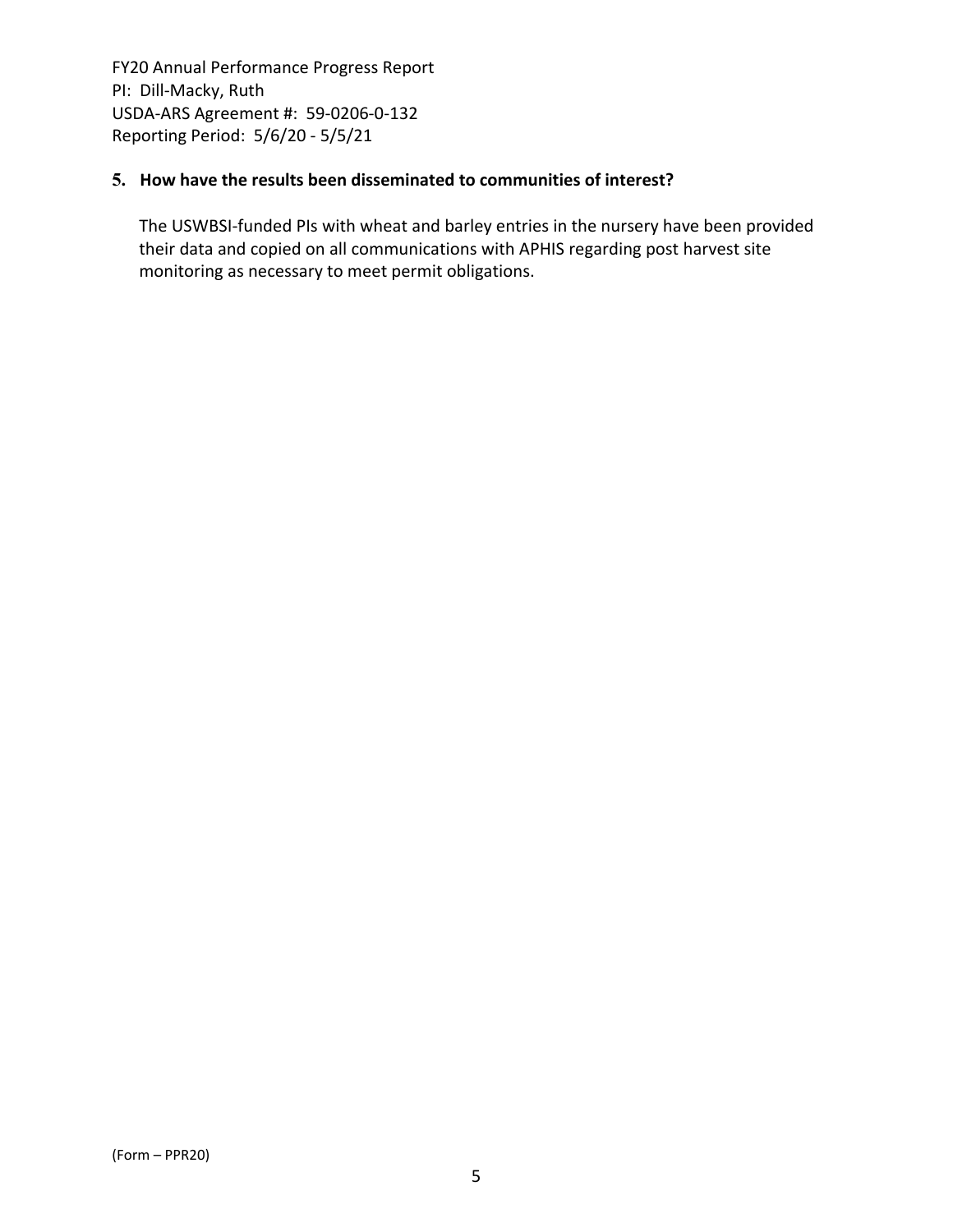**5. How have the results been disseminated to communities of interest?**

The USWBSI-funded PIs with wheat and barley entries in the nursery have been provided their data and copied on all communications with APHIS regarding post harvest site monitoring as necessary to meet permit obligations.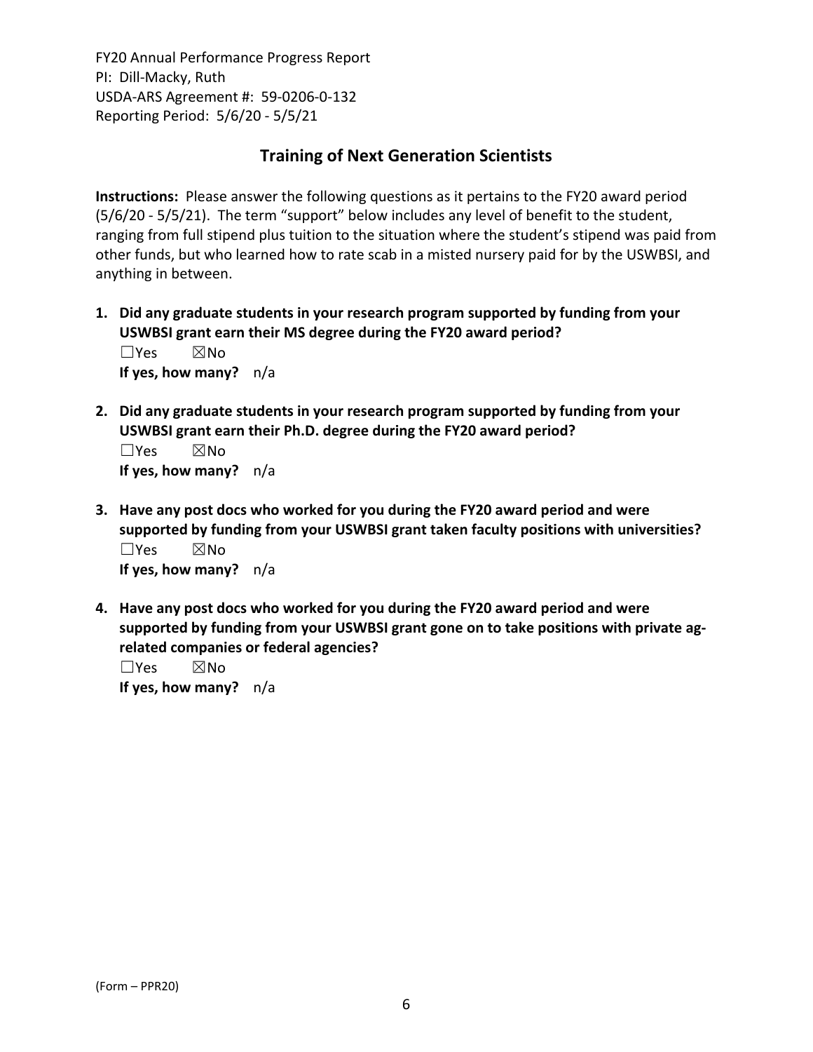FY20 Annual Performance Progress Report
PI: Dill-Macky, Ruth
USDA-ARS Agreement #: 59-0206-0-132
Reporting Period: 5/6/20 - 5/5/21

## Training of Next Generation Scientists

**Instructions:** Please answer the following questions as it pertains to the FY20 award period (5/6/20 - 5/5/21). The term "support" below includes any level of benefit to the student, ranging from full stipend plus tuition to the situation where the student's stipend was paid from other funds, but who learned how to rate scab in a misted nursery paid for by the USWBSI, and anything in between.

1. **Did any graduate students in your research program supported by funding from your USWBSI grant earn their MS degree during the FY20 award period?**
   ☐Yes ☒No
   **If yes, how many?** n/a

2. **Did any graduate students in your research program supported by funding from your USWBSI grant earn their Ph.D. degree during the FY20 award period?**
   ☐Yes ☒No
   **If yes, how many?** n/a

3. **Have any post docs who worked for you during the FY20 award period and were supported by funding from your USWBSI grant taken faculty positions with universities?**
   ☐Yes ☒No
   **If yes, how many?** n/a

4. **Have any post docs who worked for you during the FY20 award period and were supported by funding from your USWBSI grant gone on to take positions with private ag-related companies or federal agencies?**
   ☐Yes ☒No
   **If yes, how many?** n/a

(Form – PPR20)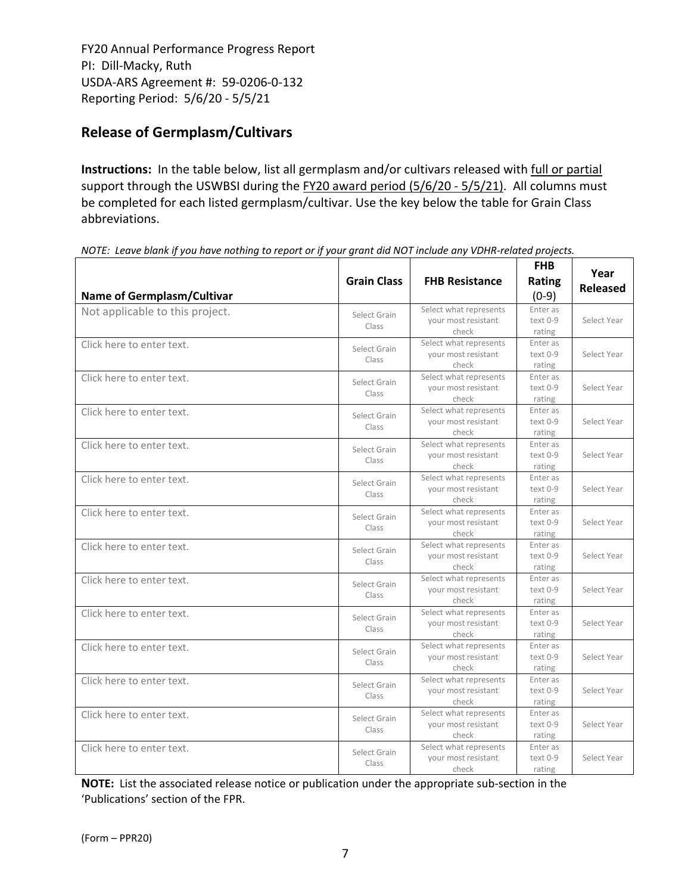FY20 Annual Performance Progress Report
PI: Dill-Macky, Ruth
USDA-ARS Agreement #: 59-0206-0-132
Reporting Period: 5/6/20 - 5/5/21

## Release of Germplasm/Cultivars

**Instructions:** In the table below, list all germplasm and/or cultivars released with full or partial support through the USWBSI during the FY20 award period (5/6/20 - 5/5/21). All columns must be completed for each listed germplasm/cultivar. Use the key below the table for Grain Class abbreviations.

*NOTE: Leave blank if you have nothing to report or if your grant did NOT include any VDHR-related projects.*

| Name of Germplasm/Cultivar | Grain Class | FHB Resistance | FHB Rating (0-9) | Year Released |
|---|---|---|---|---|
| Not applicable to this project. | Select Grain Class | Select what represents your most resistant check | Enter as text 0-9 rating | Select Year |
| Click here to enter text. | Select Grain Class | Select what represents your most resistant check | Enter as text 0-9 rating | Select Year |
| Click here to enter text. | Select Grain Class | Select what represents your most resistant check | Enter as text 0-9 rating | Select Year |
| Click here to enter text. | Select Grain Class | Select what represents your most resistant check | Enter as text 0-9 rating | Select Year |
| Click here to enter text. | Select Grain Class | Select what represents your most resistant check | Enter as text 0-9 rating | Select Year |
| Click here to enter text. | Select Grain Class | Select what represents your most resistant check | Enter as text 0-9 rating | Select Year |
| Click here to enter text. | Select Grain Class | Select what represents your most resistant check | Enter as text 0-9 rating | Select Year |
| Click here to enter text. | Select Grain Class | Select what represents your most resistant check | Enter as text 0-9 rating | Select Year |
| Click here to enter text. | Select Grain Class | Select what represents your most resistant check | Enter as text 0-9 rating | Select Year |
| Click here to enter text. | Select Grain Class | Select what represents your most resistant check | Enter as text 0-9 rating | Select Year |
| Click here to enter text. | Select Grain Class | Select what represents your most resistant check | Enter as text 0-9 rating | Select Year |
| Click here to enter text. | Select Grain Class | Select what represents your most resistant check | Enter as text 0-9 rating | Select Year |
| Click here to enter text. | Select Grain Class | Select what represents your most resistant check | Enter as text 0-9 rating | Select Year |
| Click here to enter text. | Select Grain Class | Select what represents your most resistant check | Enter as text 0-9 rating | Select Year |

**NOTE:** List the associated release notice or publication under the appropriate sub-section in the 'Publications' section of the FPR.

(Form – PPR20)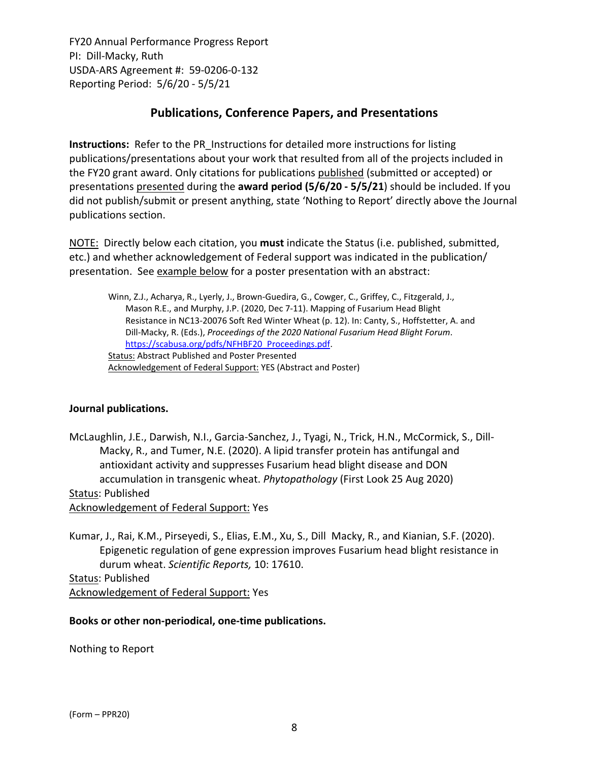FY20 Annual Performance Progress Report
PI: Dill-Macky, Ruth
USDA-ARS Agreement #: 59-0206-0-132
Reporting Period: 5/6/20 - 5/5/21

## Publications, Conference Papers, and Presentations

**Instructions:** Refer to the PR_Instructions for detailed more instructions for listing publications/presentations about your work that resulted from all of the projects included in the FY20 grant award. Only citations for publications published (submitted or accepted) or presentations presented during the **award period (5/6/20 - 5/5/21**) should be included. If you did not publish/submit or present anything, state 'Nothing to Report' directly above the Journal publications section.

NOTE: Directly below each citation, you **must** indicate the Status (i.e. published, submitted, etc.) and whether acknowledgement of Federal support was indicated in the publication/ presentation. See example below for a poster presentation with an abstract:

> Winn, Z.J., Acharya, R., Lyerly, J., Brown-Guedira, G., Cowger, C., Griffey, C., Fitzgerald, J., Mason R.E., and Murphy, J.P. (2020, Dec 7-11). Mapping of Fusarium Head Blight Resistance in NC13-20076 Soft Red Winter Wheat (p. 12). In: Canty, S., Hoffstetter, A. and Dill-Macky, R. (Eds.), *Proceedings of the 2020 National Fusarium Head Blight Forum*. https://scabusa.org/pdfs/NFHBF20_Proceedings.pdf.
> Status: Abstract Published and Poster Presented
> Acknowledgement of Federal Support: YES (Abstract and Poster)

**Journal publications.**

McLaughlin, J.E., Darwish, N.I., Garcia-Sanchez, J., Tyagi, N., Trick, H.N., McCormick, S., Dill-Macky, R., and Tumer, N.E. (2020). A lipid transfer protein has antifungal and antioxidant activity and suppresses Fusarium head blight disease and DON accumulation in transgenic wheat. *Phytopathology* (First Look 25 Aug 2020)
Status: Published
Acknowledgement of Federal Support: Yes

Kumar, J., Rai, K.M., Pirseyedi, S., Elias, E.M., Xu, S., Dill Macky, R., and Kianian, S.F. (2020). Epigenetic regulation of gene expression improves Fusarium head blight resistance in durum wheat. *Scientific Reports,* 10: 17610.
Status: Published
Acknowledgement of Federal Support: Yes

**Books or other non-periodical, one-time publications.**

Nothing to Report

(Form – PPR20)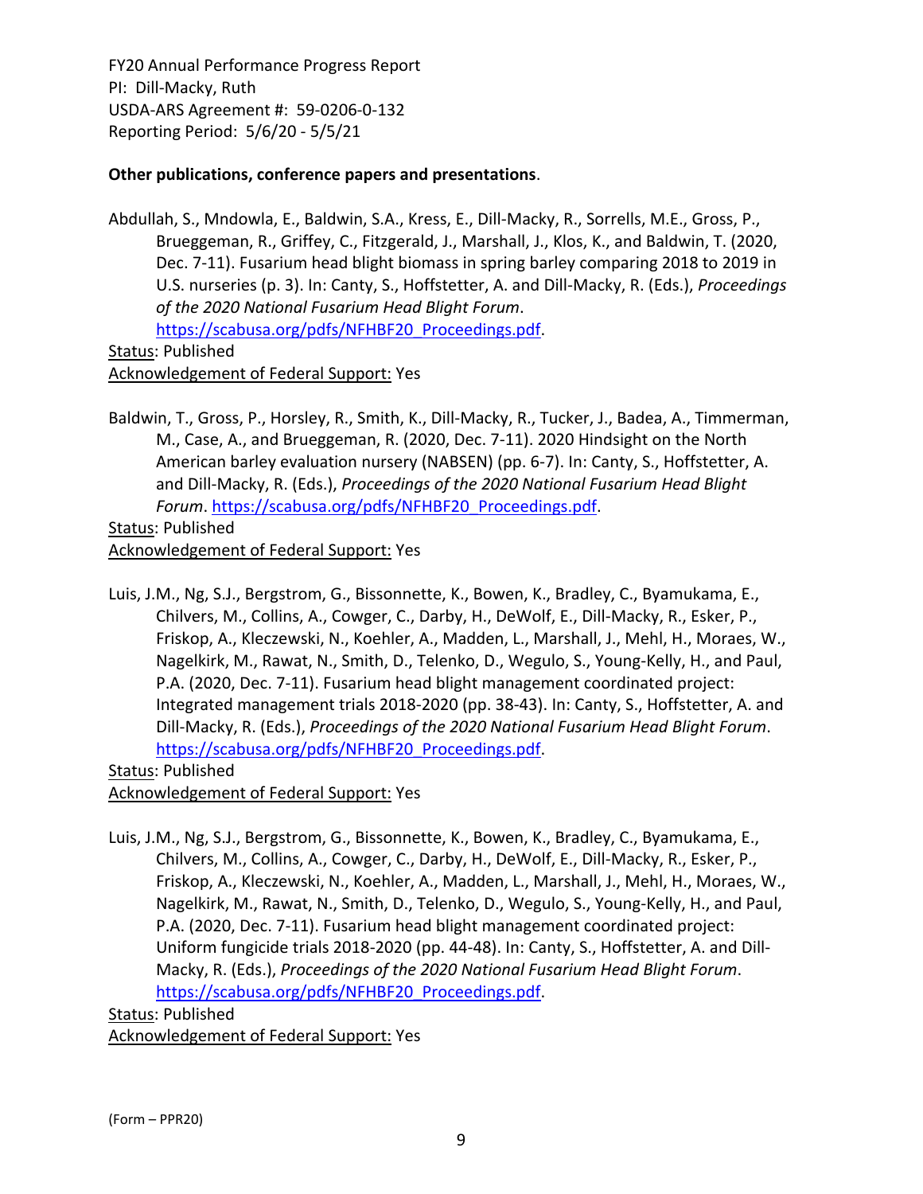**Other publications, conference papers and presentations**.

Abdullah, S., Mndowla, E., Baldwin, S.A., Kress, E., Dill-Macky, R., Sorrells, M.E., Gross, P., Brueggeman, R., Griffey, C., Fitzgerald, J., Marshall, J., Klos, K., and Baldwin, T. (2020, Dec. 7-11). Fusarium head blight biomass in spring barley comparing 2018 to 2019 in U.S. nurseries (p. 3). In: Canty, S., Hoffstetter, A. and Dill-Macky, R. (Eds.), *Proceedings of the 2020 National Fusarium Head Blight Forum*. https://scabusa.org/pdfs/NFHBF20_Proceedings.pdf.

Status: Published

Acknowledgement of Federal Support: Yes

Baldwin, T., Gross, P., Horsley, R., Smith, K., Dill-Macky, R., Tucker, J., Badea, A., Timmerman, M., Case, A., and Brueggeman, R. (2020, Dec. 7-11). 2020 Hindsight on the North American barley evaluation nursery (NABSEN) (pp. 6-7). In: Canty, S., Hoffstetter, A. and Dill-Macky, R. (Eds.), *Proceedings of the 2020 National Fusarium Head Blight Forum*. https://scabusa.org/pdfs/NFHBF20_Proceedings.pdf.

Status: Published

Acknowledgement of Federal Support: Yes

Luis, J.M., Ng, S.J., Bergstrom, G., Bissonnette, K., Bowen, K., Bradley, C., Byamukama, E., Chilvers, M., Collins, A., Cowger, C., Darby, H., DeWolf, E., Dill-Macky, R., Esker, P., Friskop, A., Kleczewski, N., Koehler, A., Madden, L., Marshall, J., Mehl, H., Moraes, W., Nagelkirk, M., Rawat, N., Smith, D., Telenko, D., Wegulo, S., Young-Kelly, H., and Paul, P.A. (2020, Dec. 7-11). Fusarium head blight management coordinated project: Integrated management trials 2018-2020 (pp. 38-43). In: Canty, S., Hoffstetter, A. and Dill-Macky, R. (Eds.), *Proceedings of the 2020 National Fusarium Head Blight Forum*. https://scabusa.org/pdfs/NFHBF20_Proceedings.pdf.

Status: Published

Acknowledgement of Federal Support: Yes

Luis, J.M., Ng, S.J., Bergstrom, G., Bissonnette, K., Bowen, K., Bradley, C., Byamukama, E., Chilvers, M., Collins, A., Cowger, C., Darby, H., DeWolf, E., Dill-Macky, R., Esker, P., Friskop, A., Kleczewski, N., Koehler, A., Madden, L., Marshall, J., Mehl, H., Moraes, W., Nagelkirk, M., Rawat, N., Smith, D., Telenko, D., Wegulo, S., Young-Kelly, H., and Paul, P.A. (2020, Dec. 7-11). Fusarium head blight management coordinated project: Uniform fungicide trials 2018-2020 (pp. 44-48). In: Canty, S., Hoffstetter, A. and Dill-Macky, R. (Eds.), *Proceedings of the 2020 National Fusarium Head Blight Forum*. https://scabusa.org/pdfs/NFHBF20_Proceedings.pdf.

Status: Published

Acknowledgement of Federal Support: Yes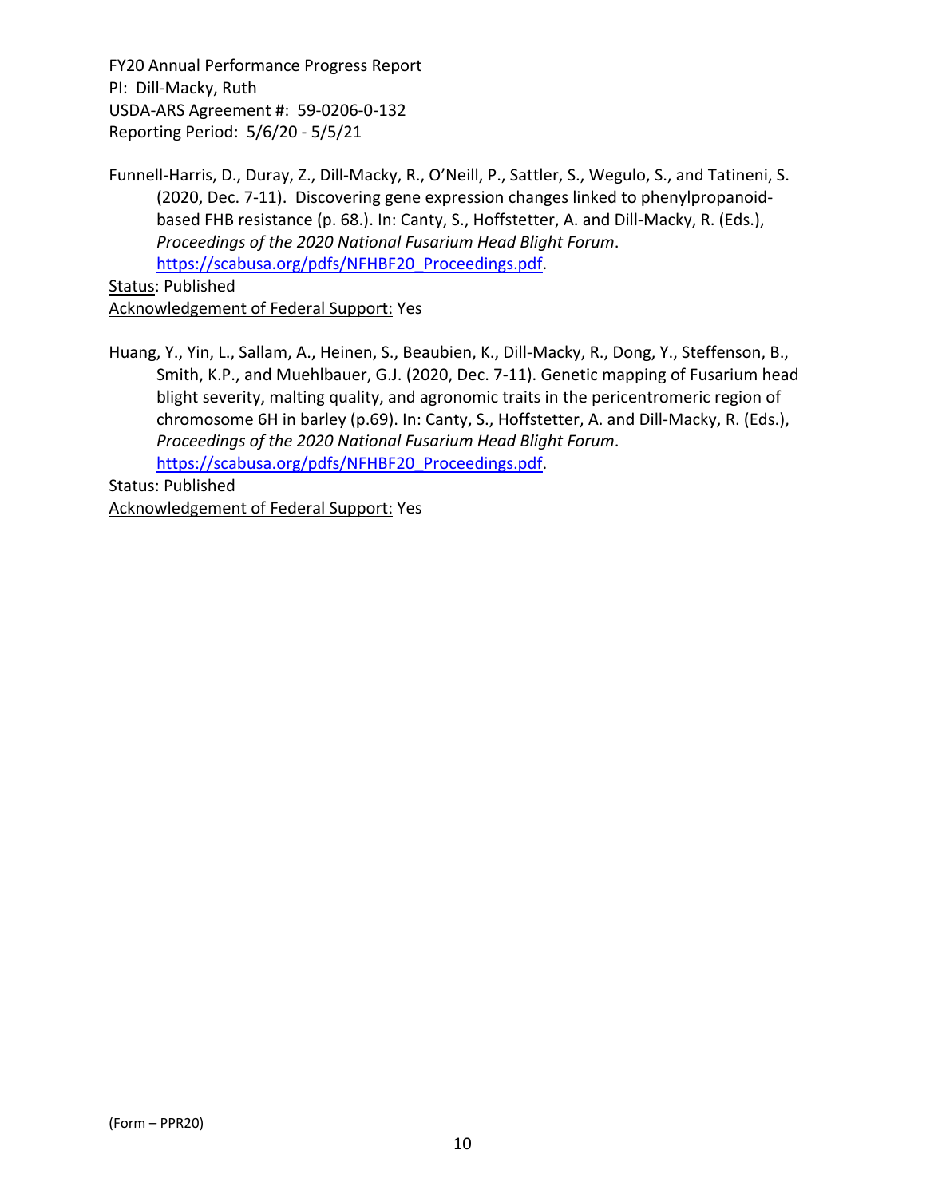Funnell-Harris, D., Duray, Z., Dill-Macky, R., O'Neill, P., Sattler, S., Wegulo, S., and Tatineni, S. (2020, Dec. 7-11). Discovering gene expression changes linked to phenylpropanoid-based FHB resistance (p. 68.). In: Canty, S., Hoffstetter, A. and Dill-Macky, R. (Eds.), *Proceedings of the 2020 National Fusarium Head Blight Forum*. https://scabusa.org/pdfs/NFHBF20_Proceedings.pdf.

Status: Published

Acknowledgement of Federal Support: Yes

Huang, Y., Yin, L., Sallam, A., Heinen, S., Beaubien, K., Dill-Macky, R., Dong, Y., Steffenson, B., Smith, K.P., and Muehlbauer, G.J. (2020, Dec. 7-11). Genetic mapping of Fusarium head blight severity, malting quality, and agronomic traits in the pericentromeric region of chromosome 6H in barley (p.69). In: Canty, S., Hoffstetter, A. and Dill-Macky, R. (Eds.), *Proceedings of the 2020 National Fusarium Head Blight Forum*. https://scabusa.org/pdfs/NFHBF20_Proceedings.pdf.

Status: Published

Acknowledgement of Federal Support: Yes